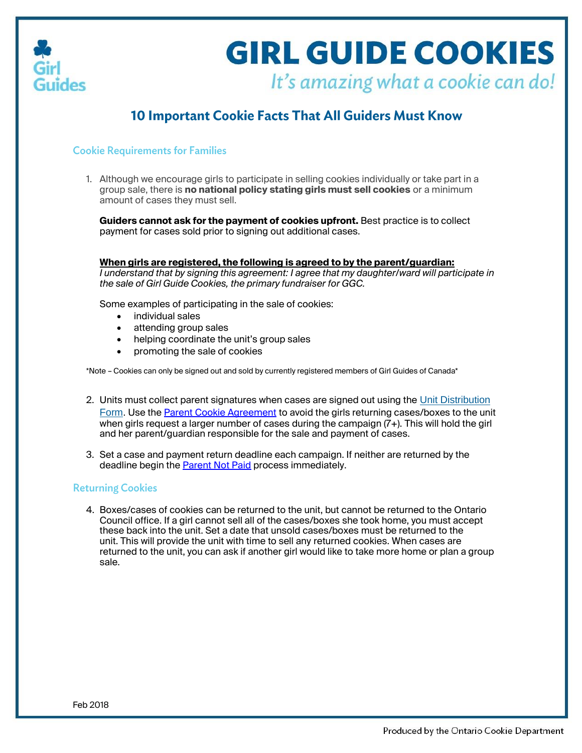# GIRL GUIDE COOKIES

*It's amazing what a cookie can do!*

## 10 Important Cookie Facts That All Guiders Must Know

### Cookie Requirements for Families

1. Although we encourage girls to participate in selling cookies individually or take part in a group sale, there is **no national policy stating girls must sell cookies** or a minimum amount of cases they must sell.

   **Guiders cannot ask for the payment of cookies upfront.** Best practice is to collect payment for cases sold prior to signing out additional cases.

   **<u>When girls are registered, the following is agreed to by the parent/guardian:</u>**
   *I understand that by signing this agreement: I agree that my daughter/ward will participate in the sale of Girl Guide Cookies, the primary fundraiser for GGC.*

   Some examples of participating in the sale of cookies:
   - individual sales
   - attending group sales
   - helping coordinate the unit's group sales
   - promoting the sale of cookies

*Note – Cookies can only be signed out and sold by currently registered members of Girl Guides of Canada*

2. Units must collect parent signatures when cases are signed out using the Unit Distribution Form. Use the Parent Cookie Agreement to avoid the girls returning cases/boxes to the unit when girls request a larger number of cases during the campaign (7+). This will hold the girl and her parent/guardian responsible for the sale and payment of cases.

3. Set a case and payment return deadline each campaign. If neither are returned by the deadline begin the Parent Not Paid process immediately.

### Returning Cookies

4. Boxes/cases of cookies can be returned to the unit, but cannot be returned to the Ontario Council office. If a girl cannot sell all of the cases/boxes she took home, you must accept these back into the unit. Set a date that unsold cases/boxes must be returned to the unit. This will provide the unit with time to sell any returned cookies. When cases are returned to the unit, you can ask if another girl would like to take more home or plan a group sale.

Feb 2018

Produced by the Ontario Cookie Department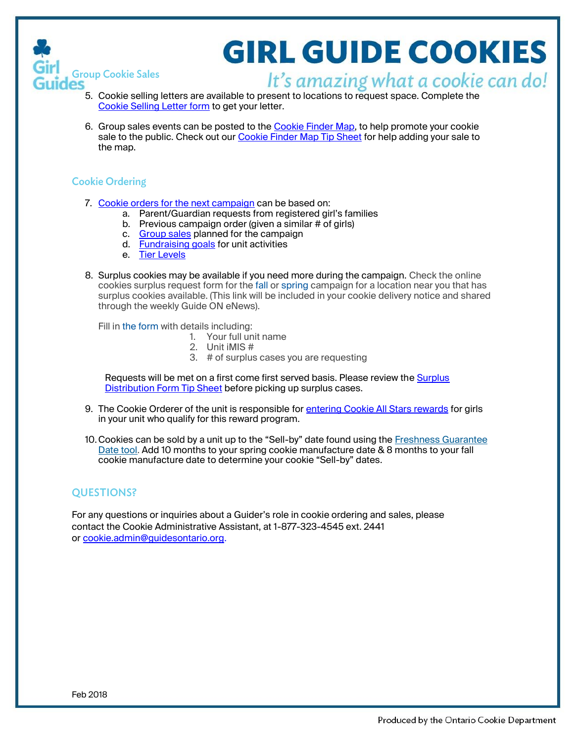5. Cookie selling letters are available to present to locations to request space. Complete the Cookie Selling Letter form to get your letter.

6. Group sales events can be posted to the Cookie Finder Map, to help promote your cookie sale to the public. Check out our Cookie Finder Map Tip Sheet for help adding your sale to the map.

## Cookie Ordering

7. Cookie orders for the next campaign can be based on:
   a. Parent/Guardian requests from registered girl's families
   b. Previous campaign order (given a similar # of girls)
   c. Group sales planned for the campaign
   d. Fundraising goals for unit activities
   e. Tier Levels

8. Surplus cookies may be available if you need more during the campaign. Check the online cookies surplus request form for the fall or spring campaign for a location near you that has surplus cookies available. (This link will be included in your cookie delivery notice and shared through the weekly Guide ON eNews).

   Fill in the form with details including:
   1. Your full unit name
   2. Unit iMIS #
   3. # of surplus cases you are requesting

   Requests will be met on a first come first served basis. Please review the Surplus Distribution Form Tip Sheet before picking up surplus cases.

9. The Cookie Orderer of the unit is responsible for entering Cookie All Stars rewards for girls in your unit who qualify for this reward program.

10. Cookies can be sold by a unit up to the "Sell-by" date found using the Freshness Guarantee Date tool. Add 10 months to your spring cookie manufacture date & 8 months to your fall cookie manufacture date to determine your cookie "Sell-by" dates.

## QUESTIONS?

For any questions or inquiries about a Guider's role in cookie ordering and sales, please contact the Cookie Administrative Assistant, at 1-877-323-4545 ext. 2441 or cookie.admin@guidesontario.org.

Feb 2018